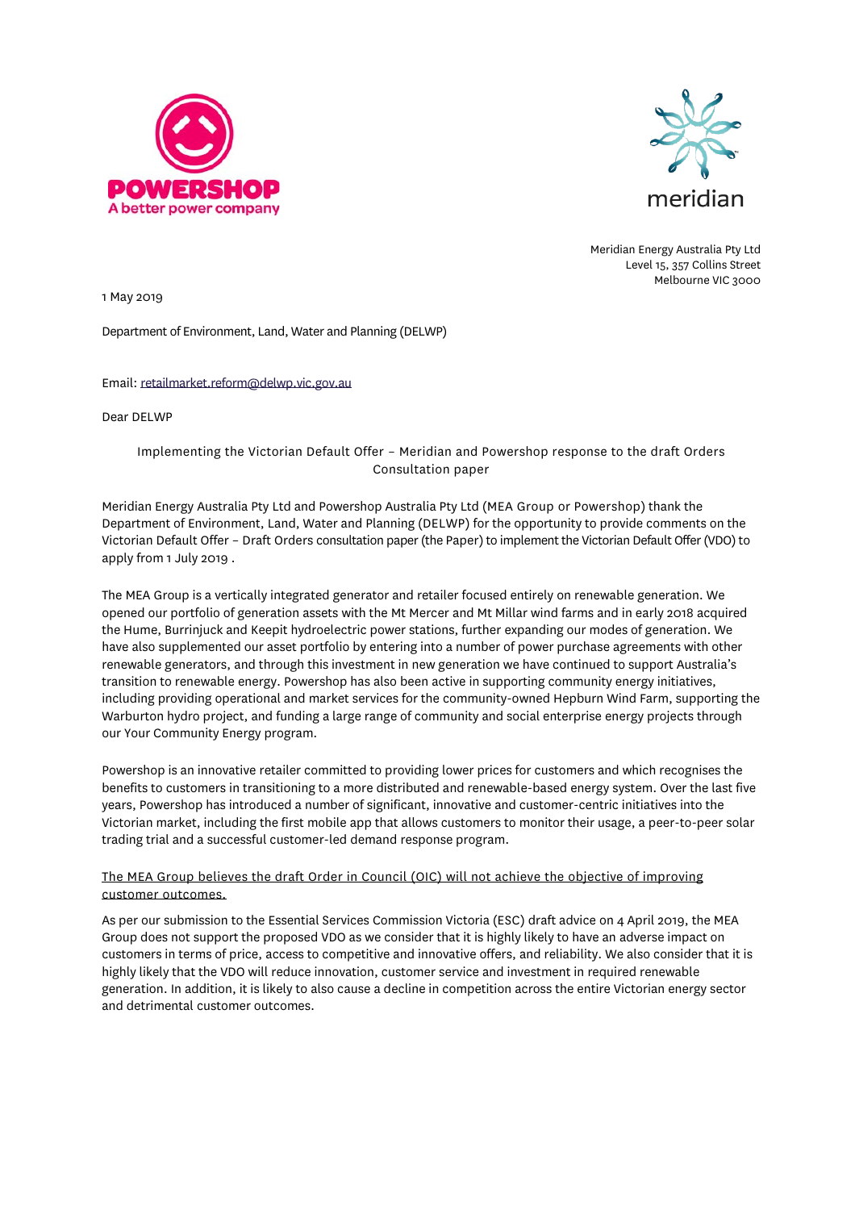POWERSHOP
A better power company

meridian

Meridian Energy Australia Pty Ltd
Level 15, 357 Collins Street
Melbourne VIC 3000

1 May 2019

Department of Environment, Land, Water and Planning (DELWP)

Email: retailmarket.reform@delwp.vic.gov.au

Dear DELWP

Implementing the Victorian Default Offer – Meridian and Powershop response to the draft Orders Consultation paper

Meridian Energy Australia Pty Ltd and Powershop Australia Pty Ltd (MEA Group or Powershop) thank the Department of Environment, Land, Water and Planning (DELWP) for the opportunity to provide comments on the Victorian Default Offer – Draft Orders consultation paper (the Paper) to implement the Victorian Default Offer (VDO) to apply from 1 July 2019 .

The MEA Group is a vertically integrated generator and retailer focused entirely on renewable generation. We opened our portfolio of generation assets with the Mt Mercer and Mt Millar wind farms and in early 2018 acquired the Hume, Burrinjuck and Keepit hydroelectric power stations, further expanding our modes of generation. We have also supplemented our asset portfolio by entering into a number of power purchase agreements with other renewable generators, and through this investment in new generation we have continued to support Australia's transition to renewable energy. Powershop has also been active in supporting community energy initiatives, including providing operational and market services for the community-owned Hepburn Wind Farm, supporting the Warburton hydro project, and funding a large range of community and social enterprise energy projects through our Your Community Energy program.

Powershop is an innovative retailer committed to providing lower prices for customers and which recognises the benefits to customers in transitioning to a more distributed and renewable-based energy system. Over the last five years, Powershop has introduced a number of significant, innovative and customer-centric initiatives into the Victorian market, including the first mobile app that allows customers to monitor their usage, a peer-to-peer solar trading trial and a successful customer-led demand response program.

The MEA Group believes the draft Order in Council (OIC) will not achieve the objective of improving customer outcomes.

As per our submission to the Essential Services Commission Victoria (ESC) draft advice on 4 April 2019, the MEA Group does not support the proposed VDO as we consider that it is highly likely to have an adverse impact on customers in terms of price, access to competitive and innovative offers, and reliability. We also consider that it is highly likely that the VDO will reduce innovation, customer service and investment in required renewable generation. In addition, it is likely to also cause a decline in competition across the entire Victorian energy sector and detrimental customer outcomes.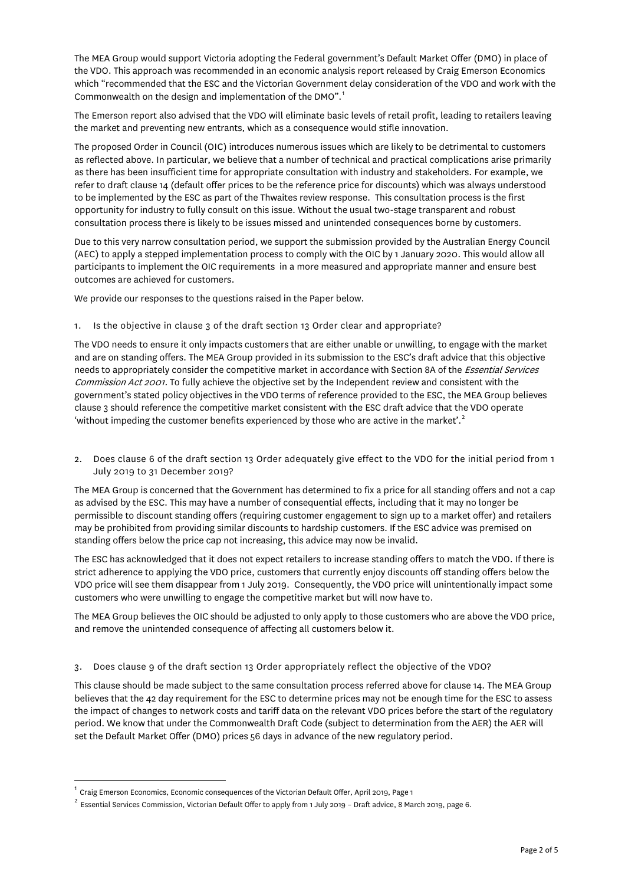The MEA Group would support Victoria adopting the Federal government's Default Market Offer (DMO) in place of the VDO. This approach was recommended in an economic analysis report released by Craig Emerson Economics which "recommended that the ESC and the Victorian Government delay consideration of the VDO and work with the Commonwealth on the design and implementation of the DMO".[1]

The Emerson report also advised that the VDO will eliminate basic levels of retail profit, leading to retailers leaving the market and preventing new entrants, which as a consequence would stifle innovation.

The proposed Order in Council (OIC) introduces numerous issues which are likely to be detrimental to customers as reflected above. In particular, we believe that a number of technical and practical complications arise primarily as there has been insufficient time for appropriate consultation with industry and stakeholders. For example, we refer to draft clause 14 (default offer prices to be the reference price for discounts) which was always understood to be implemented by the ESC as part of the Thwaites review response. This consultation process is the first opportunity for industry to fully consult on this issue. Without the usual two-stage transparent and robust consultation process there is likely to be issues missed and unintended consequences borne by customers.

Due to this very narrow consultation period, we support the submission provided by the Australian Energy Council (AEC) to apply a stepped implementation process to comply with the OIC by 1 January 2020. This would allow all participants to implement the OIC requirements in a more measured and appropriate manner and ensure best outcomes are achieved for customers.

We provide our responses to the questions raised in the Paper below.

1. Is the objective in clause 3 of the draft section 13 Order clear and appropriate?

The VDO needs to ensure it only impacts customers that are either unable or unwilling, to engage with the market and are on standing offers. The MEA Group provided in its submission to the ESC's draft advice that this objective needs to appropriately consider the competitive market in accordance with Section 8A of the *Essential Services Commission Act 2001*. To fully achieve the objective set by the Independent review and consistent with the government's stated policy objectives in the VDO terms of reference provided to the ESC, the MEA Group believes clause 3 should reference the competitive market consistent with the ESC draft advice that the VDO operate 'without impeding the customer benefits experienced by those who are active in the market'.[2]

2. Does clause 6 of the draft section 13 Order adequately give effect to the VDO for the initial period from 1 July 2019 to 31 December 2019?

The MEA Group is concerned that the Government has determined to fix a price for all standing offers and not a cap as advised by the ESC. This may have a number of consequential effects, including that it may no longer be permissible to discount standing offers (requiring customer engagement to sign up to a market offer) and retailers may be prohibited from providing similar discounts to hardship customers. If the ESC advice was premised on standing offers below the price cap not increasing, this advice may now be invalid.

The ESC has acknowledged that it does not expect retailers to increase standing offers to match the VDO. If there is strict adherence to applying the VDO price, customers that currently enjoy discounts off standing offers below the VDO price will see them disappear from 1 July 2019. Consequently, the VDO price will unintentionally impact some customers who were unwilling to engage the competitive market but will now have to.

The MEA Group believes the OIC should be adjusted to only apply to those customers who are above the VDO price, and remove the unintended consequence of affecting all customers below it.

3. Does clause 9 of the draft section 13 Order appropriately reflect the objective of the VDO?

This clause should be made subject to the same consultation process referred above for clause 14. The MEA Group believes that the 42 day requirement for the ESC to determine prices may not be enough time for the ESC to assess the impact of changes to network costs and tariff data on the relevant VDO prices before the start of the regulatory period. We know that under the Commonwealth Draft Code (subject to determination from the AER) the AER will set the Default Market Offer (DMO) prices 56 days in advance of the new regulatory period.

[1] Craig Emerson Economics, Economic consequences of the Victorian Default Offer, April 2019, Page 1

[2] Essential Services Commission, Victorian Default Offer to apply from 1 July 2019 – Draft advice, 8 March 2019, page 6.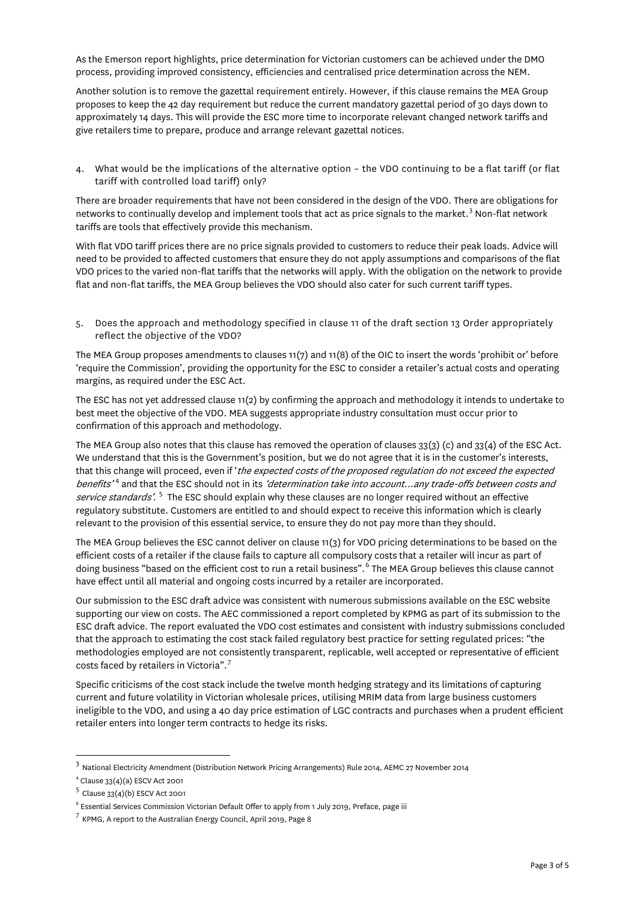As the Emerson report highlights, price determination for Victorian customers can be achieved under the DMO process, providing improved consistency, efficiencies and centralised price determination across the NEM.

Another solution is to remove the gazettal requirement entirely. However, if this clause remains the MEA Group proposes to keep the 42 day requirement but reduce the current mandatory gazettal period of 30 days down to approximately 14 days. This will provide the ESC more time to incorporate relevant changed network tariffs and give retailers time to prepare, produce and arrange relevant gazettal notices.

4. What would be the implications of the alternative option – the VDO continuing to be a flat tariff (or flat tariff with controlled load tariff) only?

There are broader requirements that have not been considered in the design of the VDO. There are obligations for networks to continually develop and implement tools that act as price signals to the market.[3] Non-flat network tariffs are tools that effectively provide this mechanism.

With flat VDO tariff prices there are no price signals provided to customers to reduce their peak loads. Advice will need to be provided to affected customers that ensure they do not apply assumptions and comparisons of the flat VDO prices to the varied non-flat tariffs that the networks will apply. With the obligation on the network to provide flat and non-flat tariffs, the MEA Group believes the VDO should also cater for such current tariff types.

5. Does the approach and methodology specified in clause 11 of the draft section 13 Order appropriately reflect the objective of the VDO?

The MEA Group proposes amendments to clauses 11(7) and 11(8) of the OIC to insert the words 'prohibit or' before 'require the Commission', providing the opportunity for the ESC to consider a retailer's actual costs and operating margins, as required under the ESC Act.

The ESC has not yet addressed clause 11(2) by confirming the approach and methodology it intends to undertake to best meet the objective of the VDO. MEA suggests appropriate industry consultation must occur prior to confirmation of this approach and methodology.

The MEA Group also notes that this clause has removed the operation of clauses 33(3) (c) and 33(4) of the ESC Act. We understand that this is the Government's position, but we do not agree that it is in the customer's interests, that this change will proceed, even if '*the expected costs of the proposed regulation do not exceed the expected benefits*'[4] and that the ESC should not in its *'determination take into account…any trade-offs between costs and service standards'*.[5] The ESC should explain why these clauses are no longer required without an effective regulatory substitute. Customers are entitled to and should expect to receive this information which is clearly relevant to the provision of this essential service, to ensure they do not pay more than they should.

The MEA Group believes the ESC cannot deliver on clause 11(3) for VDO pricing determinations to be based on the efficient costs of a retailer if the clause fails to capture all compulsory costs that a retailer will incur as part of doing business "based on the efficient cost to run a retail business".[6] The MEA Group believes this clause cannot have effect until all material and ongoing costs incurred by a retailer are incorporated.

Our submission to the ESC draft advice was consistent with numerous submissions available on the ESC website supporting our view on costs. The AEC commissioned a report completed by KPMG as part of its submission to the ESC draft advice. The report evaluated the VDO cost estimates and consistent with industry submissions concluded that the approach to estimating the cost stack failed regulatory best practice for setting regulated prices: "the methodologies employed are not consistently transparent, replicable, well accepted or representative of efficient costs faced by retailers in Victoria".[7]

Specific criticisms of the cost stack include the twelve month hedging strategy and its limitations of capturing current and future volatility in Victorian wholesale prices, utilising MRIM data from large business customers ineligible to the VDO, and using a 40 day price estimation of LGC contracts and purchases when a prudent efficient retailer enters into longer term contracts to hedge its risks.

---

[3] National Electricity Amendment (Distribution Network Pricing Arrangements) Rule 2014, AEMC 27 November 2014

[4] Clause 33(4)(a) ESCV Act 2001

[5] Clause 33(4)(b) ESCV Act 2001

[6] Essential Services Commission Victorian Default Offer to apply from 1 July 2019, Preface, page iii

[7] KPMG, A report to the Australian Energy Council, April 2019, Page 8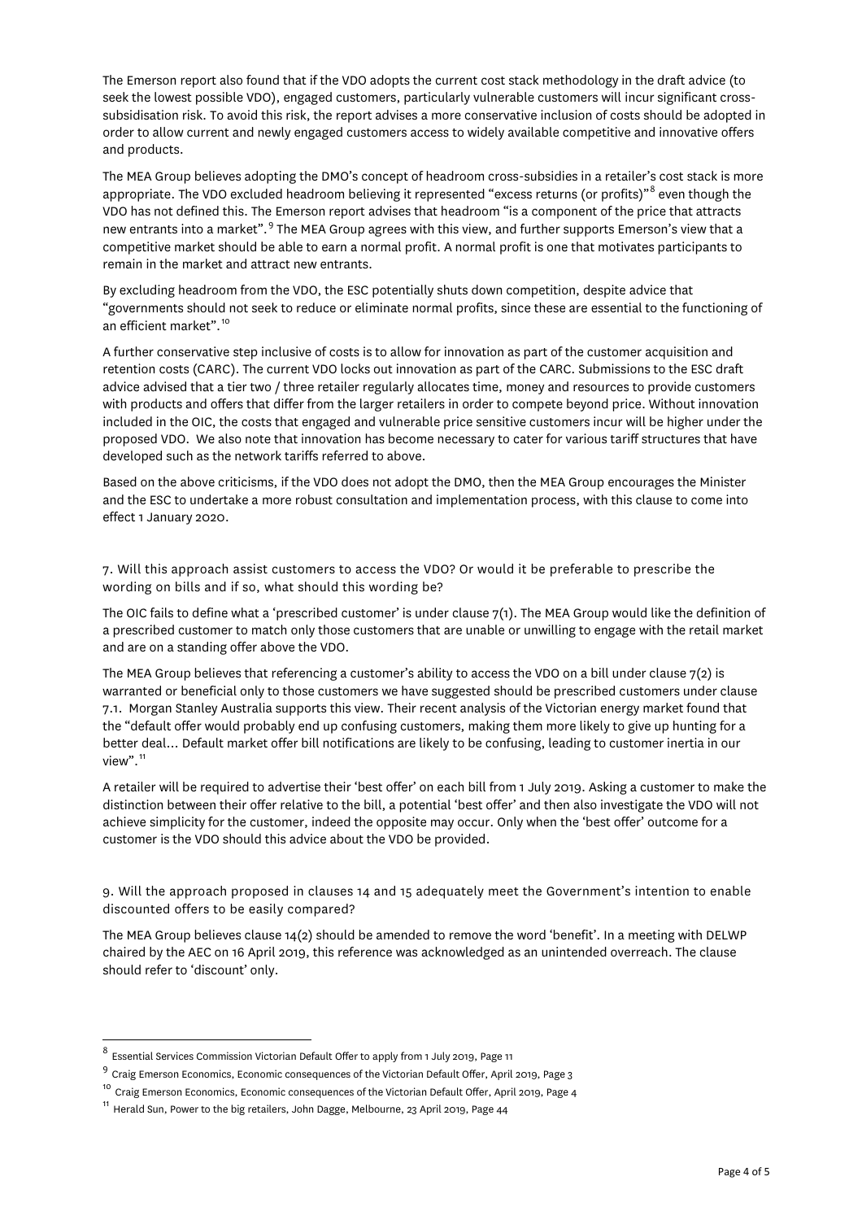The Emerson report also found that if the VDO adopts the current cost stack methodology in the draft advice (to seek the lowest possible VDO), engaged customers, particularly vulnerable customers will incur significant cross-subsidisation risk. To avoid this risk, the report advises a more conservative inclusion of costs should be adopted in order to allow current and newly engaged customers access to widely available competitive and innovative offers and products.

The MEA Group believes adopting the DMO's concept of headroom cross-subsidies in a retailer's cost stack is more appropriate. The VDO excluded headroom believing it represented "excess returns (or profits)"[8] even though the VDO has not defined this. The Emerson report advises that headroom "is a component of the price that attracts new entrants into a market".[9] The MEA Group agrees with this view, and further supports Emerson's view that a competitive market should be able to earn a normal profit. A normal profit is one that motivates participants to remain in the market and attract new entrants.

By excluding headroom from the VDO, the ESC potentially shuts down competition, despite advice that "governments should not seek to reduce or eliminate normal profits, since these are essential to the functioning of an efficient market".[10]

A further conservative step inclusive of costs is to allow for innovation as part of the customer acquisition and retention costs (CARC). The current VDO locks out innovation as part of the CARC. Submissions to the ESC draft advice advised that a tier two / three retailer regularly allocates time, money and resources to provide customers with products and offers that differ from the larger retailers in order to compete beyond price. Without innovation included in the OIC, the costs that engaged and vulnerable price sensitive customers incur will be higher under the proposed VDO. We also note that innovation has become necessary to cater for various tariff structures that have developed such as the network tariffs referred to above.

Based on the above criticisms, if the VDO does not adopt the DMO, then the MEA Group encourages the Minister and the ESC to undertake a more robust consultation and implementation process, with this clause to come into effect 1 January 2020.

7. Will this approach assist customers to access the VDO? Or would it be preferable to prescribe the wording on bills and if so, what should this wording be?

The OIC fails to define what a 'prescribed customer' is under clause 7(1). The MEA Group would like the definition of a prescribed customer to match only those customers that are unable or unwilling to engage with the retail market and are on a standing offer above the VDO.

The MEA Group believes that referencing a customer's ability to access the VDO on a bill under clause 7(2) is warranted or beneficial only to those customers we have suggested should be prescribed customers under clause 7.1. Morgan Stanley Australia supports this view. Their recent analysis of the Victorian energy market found that the "default offer would probably end up confusing customers, making them more likely to give up hunting for a better deal… Default market offer bill notifications are likely to be confusing, leading to customer inertia in our view".[11]

A retailer will be required to advertise their 'best offer' on each bill from 1 July 2019. Asking a customer to make the distinction between their offer relative to the bill, a potential 'best offer' and then also investigate the VDO will not achieve simplicity for the customer, indeed the opposite may occur. Only when the 'best offer' outcome for a customer is the VDO should this advice about the VDO be provided.

9. Will the approach proposed in clauses 14 and 15 adequately meet the Government's intention to enable discounted offers to be easily compared?

The MEA Group believes clause 14(2) should be amended to remove the word 'benefit'. In a meeting with DELWP chaired by the AEC on 16 April 2019, this reference was acknowledged as an unintended overreach. The clause should refer to 'discount' only.

---

[8] Essential Services Commission Victorian Default Offer to apply from 1 July 2019, Page 11

[9] Craig Emerson Economics, Economic consequences of the Victorian Default Offer, April 2019, Page 3

[10] Craig Emerson Economics, Economic consequences of the Victorian Default Offer, April 2019, Page 4

[11] Herald Sun, Power to the big retailers, John Dagge, Melbourne, 23 April 2019, Page 44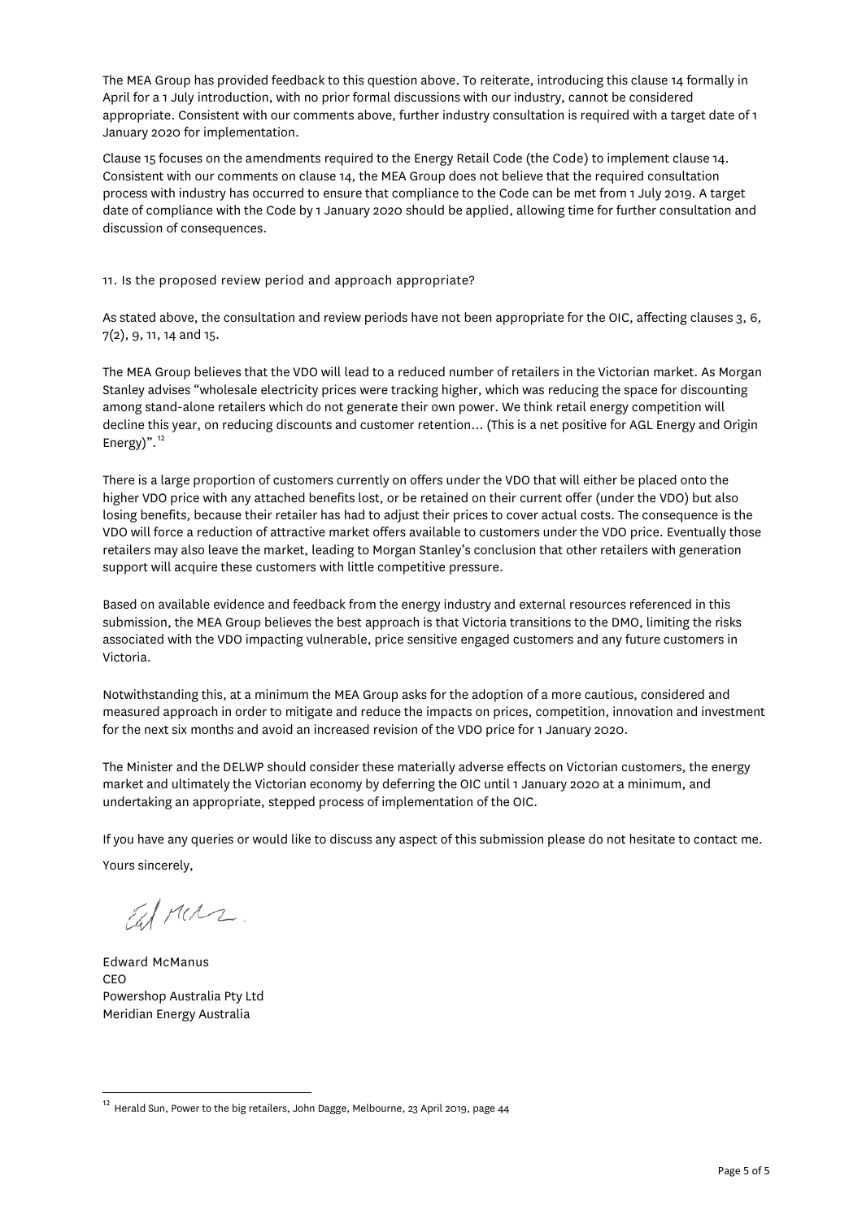The MEA Group has provided feedback to this question above. To reiterate, introducing this clause 14 formally in April for a 1 July introduction, with no prior formal discussions with our industry, cannot be considered appropriate. Consistent with our comments above, further industry consultation is required with a target date of 1 January 2020 for implementation.

Clause 15 focuses on the amendments required to the Energy Retail Code (the Code) to implement clause 14. Consistent with our comments on clause 14, the MEA Group does not believe that the required consultation process with industry has occurred to ensure that compliance to the Code can be met from 1 July 2019. A target date of compliance with the Code by 1 January 2020 should be applied, allowing time for further consultation and discussion of consequences.

11. Is the proposed review period and approach appropriate?

As stated above, the consultation and review periods have not been appropriate for the OIC, affecting clauses 3, 6, 7(2), 9, 11, 14 and 15.

The MEA Group believes that the VDO will lead to a reduced number of retailers in the Victorian market. As Morgan Stanley advises "wholesale electricity prices were tracking higher, which was reducing the space for discounting among stand-alone retailers which do not generate their own power. We think retail energy competition will decline this year, on reducing discounts and customer retention… (This is a net positive for AGL Energy and Origin Energy)".[12]

There is a large proportion of customers currently on offers under the VDO that will either be placed onto the higher VDO price with any attached benefits lost, or be retained on their current offer (under the VDO) but also losing benefits, because their retailer has had to adjust their prices to cover actual costs. The consequence is the VDO will force a reduction of attractive market offers available to customers under the VDO price. Eventually those retailers may also leave the market, leading to Morgan Stanley's conclusion that other retailers with generation support will acquire these customers with little competitive pressure.

Based on available evidence and feedback from the energy industry and external resources referenced in this submission, the MEA Group believes the best approach is that Victoria transitions to the DMO, limiting the risks associated with the VDO impacting vulnerable, price sensitive engaged customers and any future customers in Victoria.

Notwithstanding this, at a minimum the MEA Group asks for the adoption of a more cautious, considered and measured approach in order to mitigate and reduce the impacts on prices, competition, innovation and investment for the next six months and avoid an increased revision of the VDO price for 1 January 2020.

The Minister and the DELWP should consider these materially adverse effects on Victorian customers, the energy market and ultimately the Victorian economy by deferring the OIC until 1 January 2020 at a minimum, and undertaking an appropriate, stepped process of implementation of the OIC.

If you have any queries or would like to discuss any aspect of this submission please do not hesitate to contact me.

Yours sincerely,

Edward McManus
CEO
Powershop Australia Pty Ltd
Meridian Energy Australia

---

[12] Herald Sun, Power to the big retailers, John Dagge, Melbourne, 23 April 2019, page 44